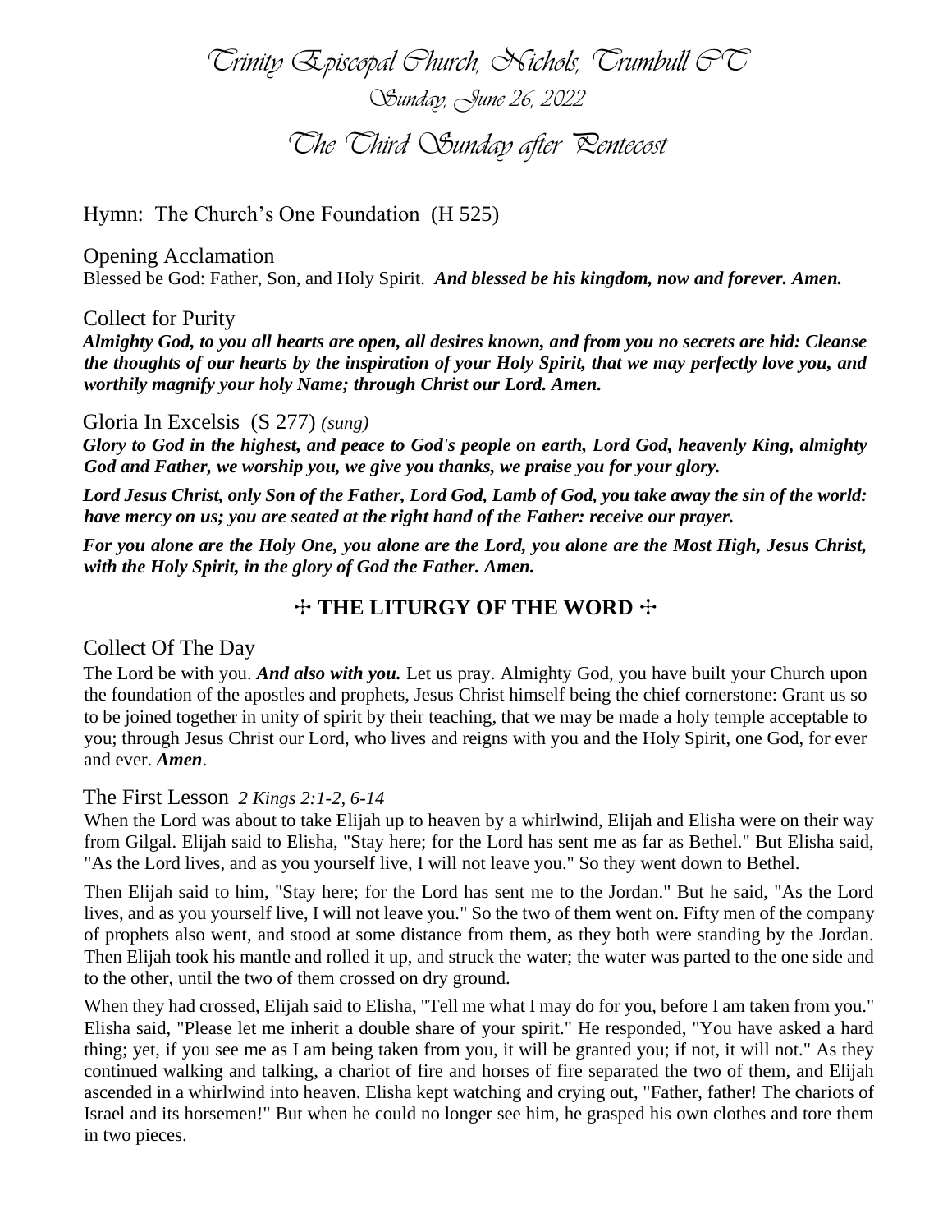# Trinity Episcopal Church, Nichols, Trumbull CT

## Sunday, June 26, 2022

# The Third Sunday after Pentecost

Hymn: The Church's One Foundation (H 525)

Opening Acclamation

Blessed be God: Father, Son, and Holy Spirit. ***And blessed be his kingdom, now and forever. Amen.***

Collect for Purity

***Almighty God, to you all hearts are open, all desires known, and from you no secrets are hid: Cleanse the thoughts of our hearts by the inspiration of your Holy Spirit, that we may perfectly love you, and worthily magnify your holy Name; through Christ our Lord. Amen.***

Gloria In Excelsis (S 277) *(sung)*

***Glory to God in the highest, and peace to God's people on earth, Lord God, heavenly King, almighty God and Father, we worship you, we give you thanks, we praise you for your glory.***

***Lord Jesus Christ, only Son of the Father, Lord God, Lamb of God, you take away the sin of the world: have mercy on us; you are seated at the right hand of the Father: receive our prayer.***

***For you alone are the Holy One, you alone are the Lord, you alone are the Most High, Jesus Christ, with the Holy Spirit, in the glory of God the Father. Amen.***

## ☩ THE LITURGY OF THE WORD ☩

Collect Of The Day

The Lord be with you. ***And also with you.*** Let us pray. Almighty God, you have built your Church upon the foundation of the apostles and prophets, Jesus Christ himself being the chief cornerstone: Grant us so to be joined together in unity of spirit by their teaching, that we may be made a holy temple acceptable to you; through Jesus Christ our Lord, who lives and reigns with you and the Holy Spirit, one God, for ever and ever. ***Amen***.

The First Lesson *2 Kings 2:1-2, 6-14*

When the Lord was about to take Elijah up to heaven by a whirlwind, Elijah and Elisha were on their way from Gilgal. Elijah said to Elisha, "Stay here; for the Lord has sent me as far as Bethel." But Elisha said, "As the Lord lives, and as you yourself live, I will not leave you." So they went down to Bethel.

Then Elijah said to him, "Stay here; for the Lord has sent me to the Jordan." But he said, "As the Lord lives, and as you yourself live, I will not leave you." So the two of them went on. Fifty men of the company of prophets also went, and stood at some distance from them, as they both were standing by the Jordan. Then Elijah took his mantle and rolled it up, and struck the water; the water was parted to the one side and to the other, until the two of them crossed on dry ground.

When they had crossed, Elijah said to Elisha, "Tell me what I may do for you, before I am taken from you." Elisha said, "Please let me inherit a double share of your spirit." He responded, "You have asked a hard thing; yet, if you see me as I am being taken from you, it will be granted you; if not, it will not." As they continued walking and talking, a chariot of fire and horses of fire separated the two of them, and Elijah ascended in a whirlwind into heaven. Elisha kept watching and crying out, "Father, father! The chariots of Israel and its horsemen!" But when he could no longer see him, he grasped his own clothes and tore them in two pieces.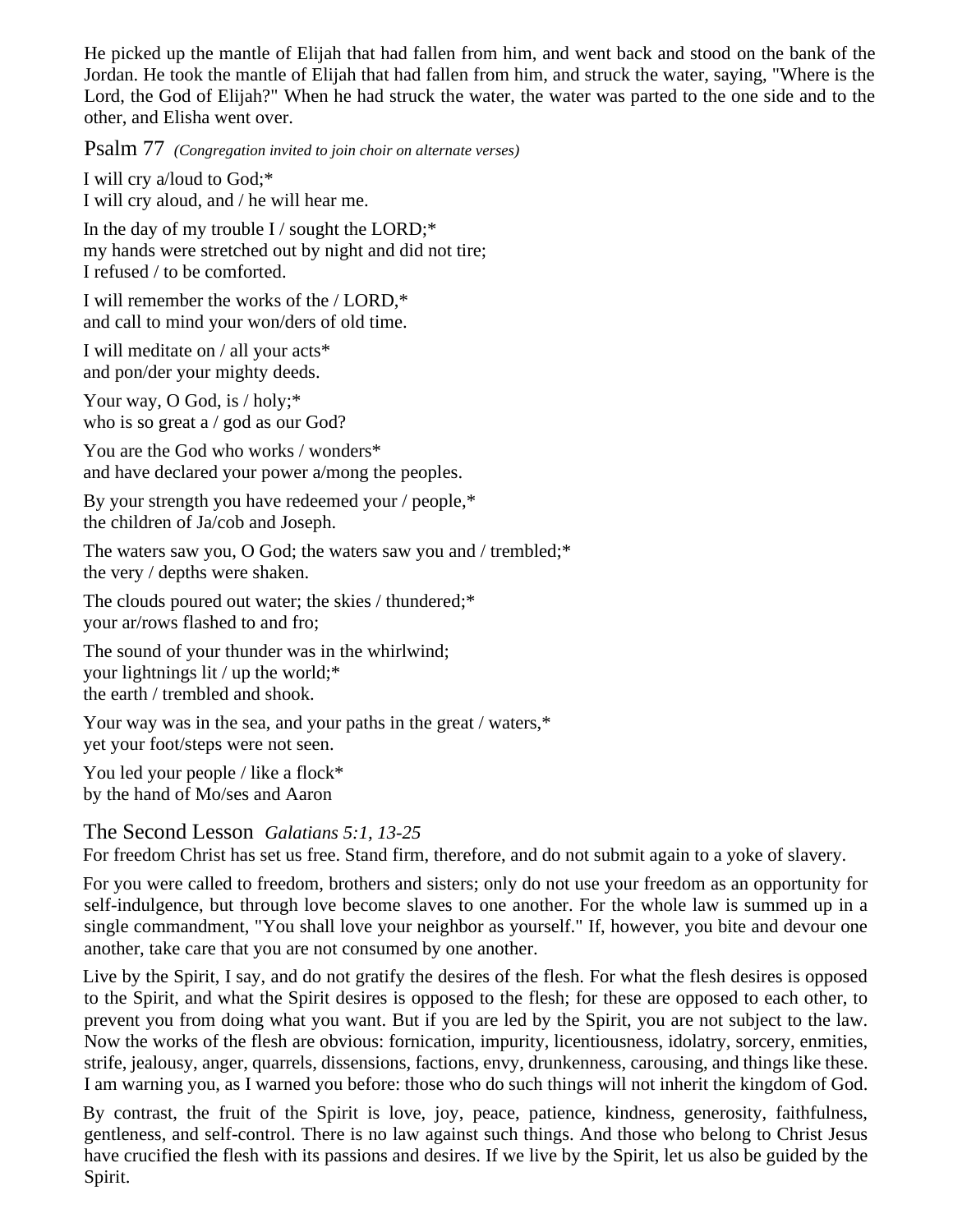He picked up the mantle of Elijah that had fallen from him, and went back and stood on the bank of the Jordan. He took the mantle of Elijah that had fallen from him, and struck the water, saying, "Where is the Lord, the God of Elijah?" When he had struck the water, the water was parted to the one side and to the other, and Elisha went over.

## Psalm 77 *(Congregation invited to join choir on alternate verses)*

I will cry a/loud to God;*
I will cry aloud, and / he will hear me.

In the day of my trouble I / sought the LORD;*
my hands were stretched out by night and did not tire;
I refused / to be comforted.

I will remember the works of the / LORD,*
and call to mind your won/ders of old time.

I will meditate on / all your acts*
and pon/der your mighty deeds.

Your way, O God, is / holy;*
who is so great a / god as our God?

You are the God who works / wonders*
and have declared your power a/mong the peoples.

By your strength you have redeemed your / people,*
the children of Ja/cob and Joseph.

The waters saw you, O God; the waters saw you and / trembled;*
the very / depths were shaken.

The clouds poured out water; the skies / thundered;*
your ar/rows flashed to and fro;

The sound of your thunder was in the whirlwind;
your lightnings lit / up the world;*
the earth / trembled and shook.

Your way was in the sea, and your paths in the great / waters,*
yet your foot/steps were not seen.

You led your people / like a flock*
by the hand of Mo/ses and Aaron

## The Second Lesson *Galatians 5:1, 13-25*

For freedom Christ has set us free. Stand firm, therefore, and do not submit again to a yoke of slavery.

For you were called to freedom, brothers and sisters; only do not use your freedom as an opportunity for self-indulgence, but through love become slaves to one another. For the whole law is summed up in a single commandment, "You shall love your neighbor as yourself." If, however, you bite and devour one another, take care that you are not consumed by one another.

Live by the Spirit, I say, and do not gratify the desires of the flesh. For what the flesh desires is opposed to the Spirit, and what the Spirit desires is opposed to the flesh; for these are opposed to each other, to prevent you from doing what you want. But if you are led by the Spirit, you are not subject to the law. Now the works of the flesh are obvious: fornication, impurity, licentiousness, idolatry, sorcery, enmities, strife, jealousy, anger, quarrels, dissensions, factions, envy, drunkenness, carousing, and things like these. I am warning you, as I warned you before: those who do such things will not inherit the kingdom of God.

By contrast, the fruit of the Spirit is love, joy, peace, patience, kindness, generosity, faithfulness, gentleness, and self-control. There is no law against such things. And those who belong to Christ Jesus have crucified the flesh with its passions and desires. If we live by the Spirit, let us also be guided by the Spirit.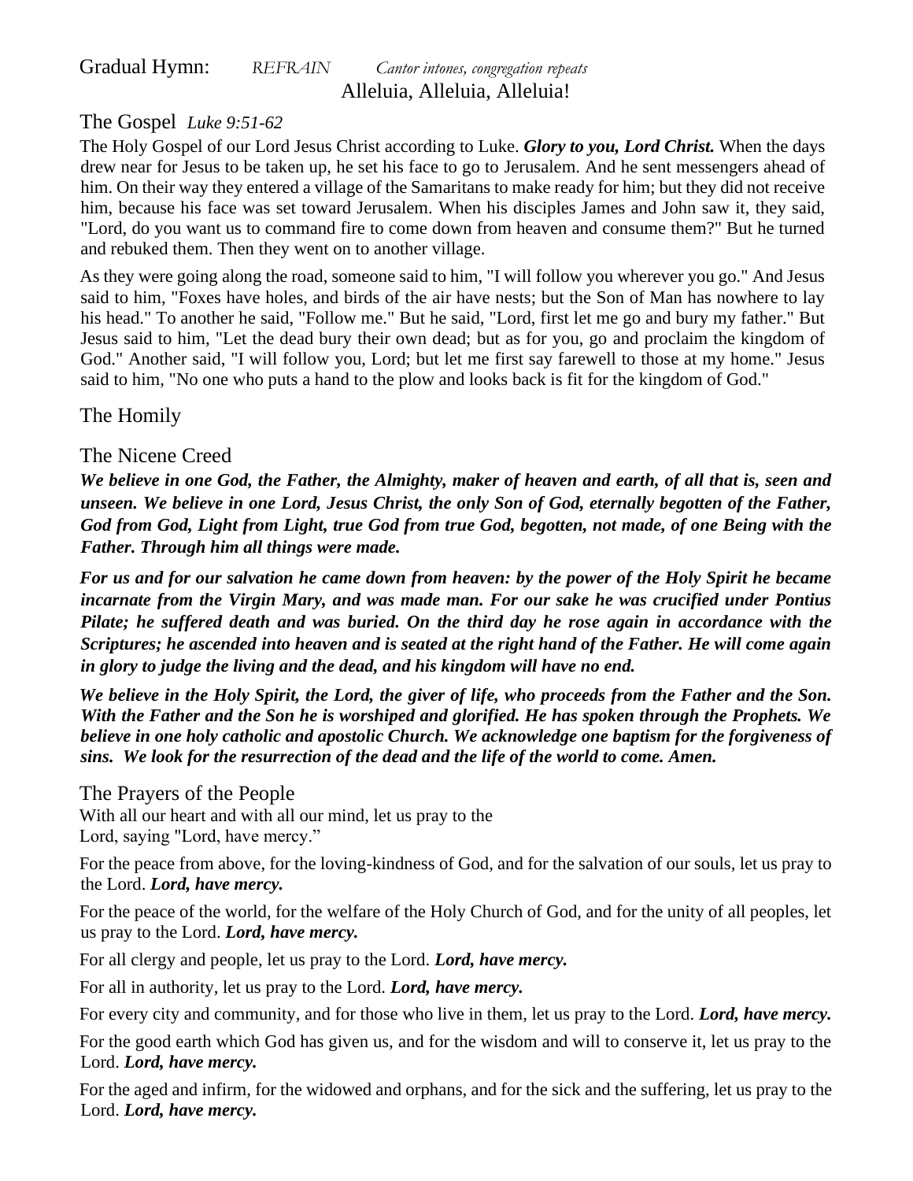## Gradual Hymn: *REFRAIN* *Cantor intones, congregation repeats*

Alleluia, Alleluia, Alleluia!

## The Gospel *Luke 9:51-62*

The Holy Gospel of our Lord Jesus Christ according to Luke. ***Glory to you, Lord Christ.*** When the days drew near for Jesus to be taken up, he set his face to go to Jerusalem. And he sent messengers ahead of him. On their way they entered a village of the Samaritans to make ready for him; but they did not receive him, because his face was set toward Jerusalem. When his disciples James and John saw it, they said, "Lord, do you want us to command fire to come down from heaven and consume them?" But he turned and rebuked them. Then they went on to another village.

As they were going along the road, someone said to him, "I will follow you wherever you go." And Jesus said to him, "Foxes have holes, and birds of the air have nests; but the Son of Man has nowhere to lay his head." To another he said, "Follow me." But he said, "Lord, first let me go and bury my father." But Jesus said to him, "Let the dead bury their own dead; but as for you, go and proclaim the kingdom of God." Another said, "I will follow you, Lord; but let me first say farewell to those at my home." Jesus said to him, "No one who puts a hand to the plow and looks back is fit for the kingdom of God."

## The Homily

## The Nicene Creed

***We believe in one God, the Father, the Almighty, maker of heaven and earth, of all that is, seen and unseen. We believe in one Lord, Jesus Christ, the only Son of God, eternally begotten of the Father, God from God, Light from Light, true God from true God, begotten, not made, of one Being with the Father. Through him all things were made.***

***For us and for our salvation he came down from heaven: by the power of the Holy Spirit he became incarnate from the Virgin Mary, and was made man. For our sake he was crucified under Pontius Pilate; he suffered death and was buried. On the third day he rose again in accordance with the Scriptures; he ascended into heaven and is seated at the right hand of the Father. He will come again in glory to judge the living and the dead, and his kingdom will have no end.***

***We believe in the Holy Spirit, the Lord, the giver of life, who proceeds from the Father and the Son. With the Father and the Son he is worshiped and glorified. He has spoken through the Prophets. We believe in one holy catholic and apostolic Church. We acknowledge one baptism for the forgiveness of sins. We look for the resurrection of the dead and the life of the world to come. Amen.***

## The Prayers of the People

With all our heart and with all our mind, let us pray to the Lord, saying "Lord, have mercy."

For the peace from above, for the loving-kindness of God, and for the salvation of our souls, let us pray to the Lord. ***Lord, have mercy.***

For the peace of the world, for the welfare of the Holy Church of God, and for the unity of all peoples, let us pray to the Lord. ***Lord, have mercy.***

For all clergy and people, let us pray to the Lord. ***Lord, have mercy.***

For all in authority, let us pray to the Lord. ***Lord, have mercy.***

For every city and community, and for those who live in them, let us pray to the Lord. ***Lord, have mercy.***

For the good earth which God has given us, and for the wisdom and will to conserve it, let us pray to the Lord. ***Lord, have mercy.***

For the aged and infirm, for the widowed and orphans, and for the sick and the suffering, let us pray to the Lord. ***Lord, have mercy.***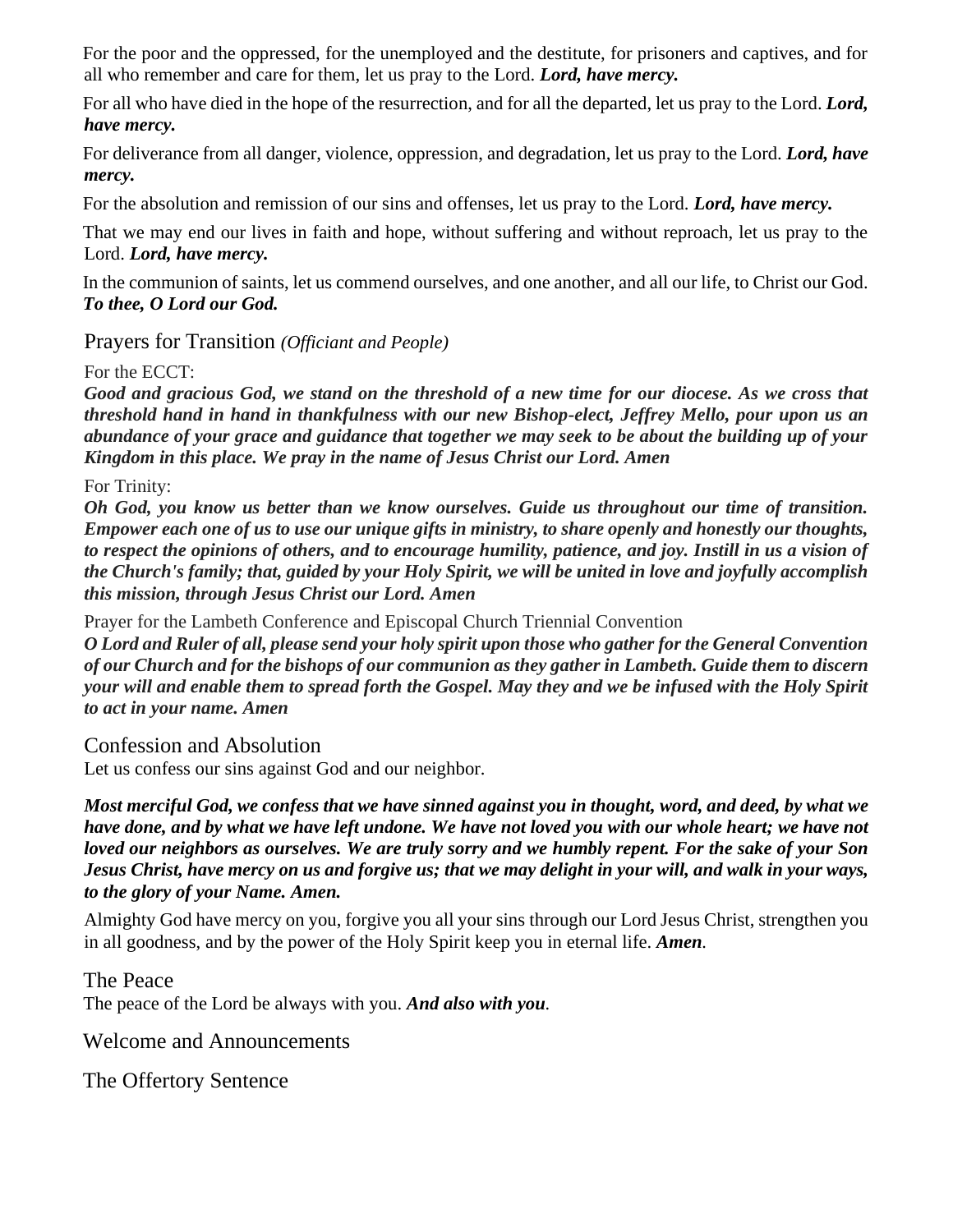For the poor and the oppressed, for the unemployed and the destitute, for prisoners and captives, and for all who remember and care for them, let us pray to the Lord. ***Lord, have mercy.***

For all who have died in the hope of the resurrection, and for all the departed, let us pray to the Lord. ***Lord, have mercy.***

For deliverance from all danger, violence, oppression, and degradation, let us pray to the Lord. ***Lord, have mercy.***

For the absolution and remission of our sins and offenses, let us pray to the Lord. ***Lord, have mercy.***

That we may end our lives in faith and hope, without suffering and without reproach, let us pray to the Lord. ***Lord, have mercy.***

In the communion of saints, let us commend ourselves, and one another, and all our life, to Christ our God. ***To thee, O Lord our God.***

## Prayers for Transition *(Officiant and People)*

For the ECCT:

***Good and gracious God, we stand on the threshold of a new time for our diocese. As we cross that threshold hand in hand in thankfulness with our new Bishop-elect, Jeffrey Mello, pour upon us an abundance of your grace and guidance that together we may seek to be about the building up of your Kingdom in this place. We pray in the name of Jesus Christ our Lord. Amen***

For Trinity:

***Oh God, you know us better than we know ourselves. Guide us throughout our time of transition. Empower each one of us to use our unique gifts in ministry, to share openly and honestly our thoughts, to respect the opinions of others, and to encourage humility, patience, and joy. Instill in us a vision of the Church's family; that, guided by your Holy Spirit, we will be united in love and joyfully accomplish this mission, through Jesus Christ our Lord. Amen***

Prayer for the Lambeth Conference and Episcopal Church Triennial Convention

***O Lord and Ruler of all, please send your holy spirit upon those who gather for the General Convention of our Church and for the bishops of our communion as they gather in Lambeth. Guide them to discern your will and enable them to spread forth the Gospel. May they and we be infused with the Holy Spirit to act in your name. Amen***

## Confession and Absolution

Let us confess our sins against God and our neighbor.

***Most merciful God, we confess that we have sinned against you in thought, word, and deed, by what we have done, and by what we have left undone. We have not loved you with our whole heart; we have not loved our neighbors as ourselves. We are truly sorry and we humbly repent. For the sake of your Son Jesus Christ, have mercy on us and forgive us; that we may delight in your will, and walk in your ways, to the glory of your Name. Amen.***

Almighty God have mercy on you, forgive you all your sins through our Lord Jesus Christ, strengthen you in all goodness, and by the power of the Holy Spirit keep you in eternal life. ***Amen***.

## The Peace

The peace of the Lord be always with you. ***And also with you***.

## Welcome and Announcements

## The Offertory Sentence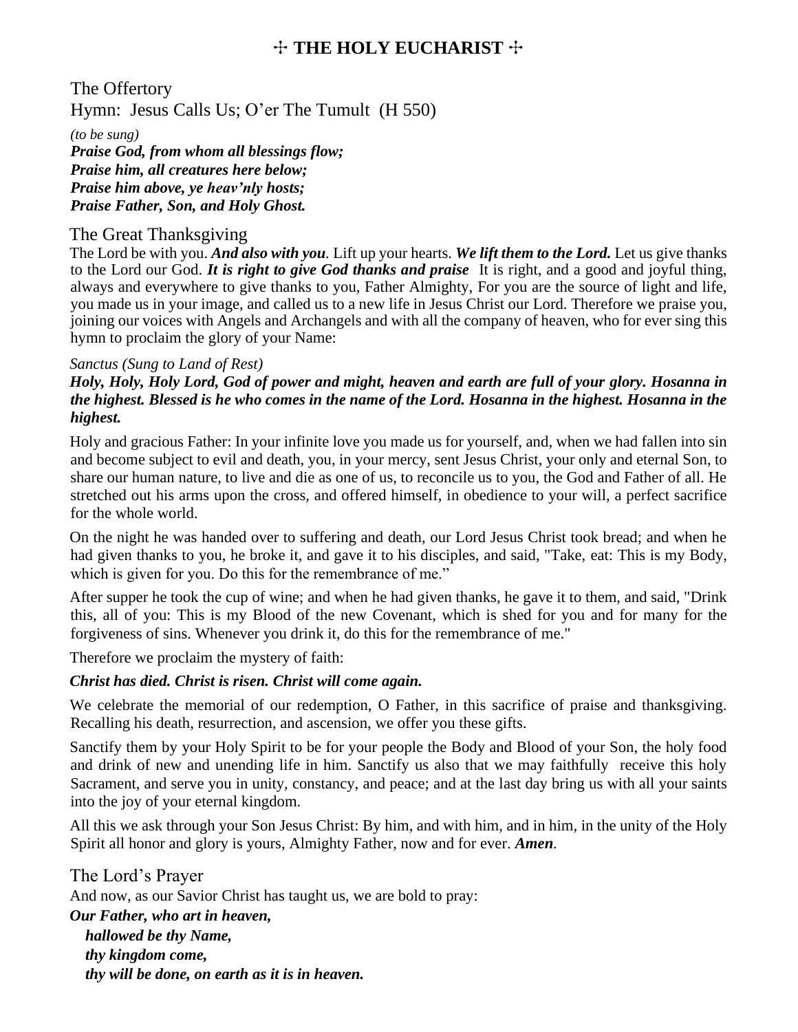## ☩ THE HOLY EUCHARIST ☩

### The Offertory

Hymn: Jesus Calls Us; O'er The Tumult (H 550)

*(to be sung)*

***Praise God, from whom all blessings flow;***
***Praise him, all creatures here below;***
***Praise him above, ye heav'nly hosts;***
***Praise Father, Son, and Holy Ghost.***

### The Great Thanksgiving

The Lord be with you. ***And also with you***. Lift up your hearts. ***We lift them to the Lord.*** Let us give thanks to the Lord our God. ***It is right to give God thanks and praise*** It is right, and a good and joyful thing, always and everywhere to give thanks to you, Father Almighty, For you are the source of light and life, you made us in your image, and called us to a new life in Jesus Christ our Lord. Therefore we praise you, joining our voices with Angels and Archangels and with all the company of heaven, who for ever sing this hymn to proclaim the glory of your Name:

*Sanctus (Sung to Land of Rest)*

***Holy, Holy, Holy Lord, God of power and might, heaven and earth are full of your glory. Hosanna in the highest. Blessed is he who comes in the name of the Lord. Hosanna in the highest. Hosanna in the highest.***

Holy and gracious Father: In your infinite love you made us for yourself, and, when we had fallen into sin and become subject to evil and death, you, in your mercy, sent Jesus Christ, your only and eternal Son, to share our human nature, to live and die as one of us, to reconcile us to you, the God and Father of all. He stretched out his arms upon the cross, and offered himself, in obedience to your will, a perfect sacrifice for the whole world.

On the night he was handed over to suffering and death, our Lord Jesus Christ took bread; and when he had given thanks to you, he broke it, and gave it to his disciples, and said, "Take, eat: This is my Body, which is given for you. Do this for the remembrance of me."

After supper he took the cup of wine; and when he had given thanks, he gave it to them, and said, "Drink this, all of you: This is my Blood of the new Covenant, which is shed for you and for many for the forgiveness of sins. Whenever you drink it, do this for the remembrance of me."

Therefore we proclaim the mystery of faith:

***Christ has died. Christ is risen. Christ will come again.***

We celebrate the memorial of our redemption, O Father, in this sacrifice of praise and thanksgiving. Recalling his death, resurrection, and ascension, we offer you these gifts.

Sanctify them by your Holy Spirit to be for your people the Body and Blood of your Son, the holy food and drink of new and unending life in him. Sanctify us also that we may faithfully receive this holy Sacrament, and serve you in unity, constancy, and peace; and at the last day bring us with all your saints into the joy of your eternal kingdom.

All this we ask through your Son Jesus Christ: By him, and with him, and in him, in the unity of the Holy Spirit all honor and glory is yours, Almighty Father, now and for ever. ***Amen***.

### The Lord's Prayer

And now, as our Savior Christ has taught us, we are bold to pray:

***Our Father, who art in heaven,***
***hallowed be thy Name,***
***thy kingdom come,***
***thy will be done, on earth as it is in heaven.***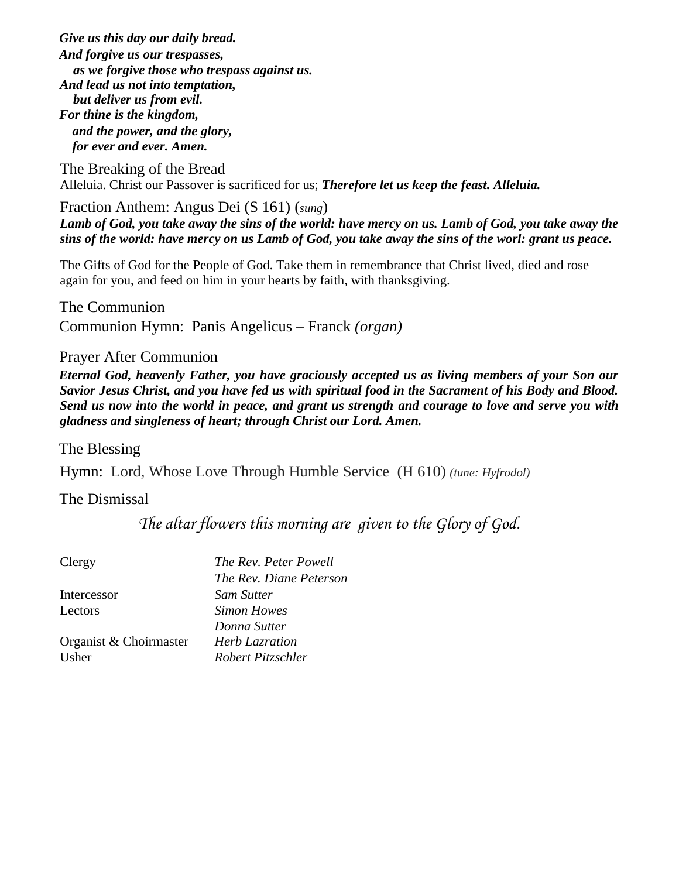***Give us this day our daily bread.***
***And forgive us our trespasses,***
   ***as we forgive those who trespass against us.***
***And lead us not into temptation,***
   ***but deliver us from evil.***
***For thine is the kingdom,***
   ***and the power, and the glory,***
   ***for ever and ever. Amen.***

The Breaking of the Bread

Alleluia. Christ our Passover is sacrificed for us; ***Therefore let us keep the feast. Alleluia.***

Fraction Anthem: Angus Dei (S 161) (*sung*)

***Lamb of God, you take away the sins of the world: have mercy on us. Lamb of God, you take away the sins of the world: have mercy on us Lamb of God, you take away the sins of the worl: grant us peace.***

The Gifts of God for the People of God. Take them in remembrance that Christ lived, died and rose again for you, and feed on him in your hearts by faith, with thanksgiving.

The Communion

Communion Hymn:  Panis Angelicus – Franck *(organ)*

Prayer After Communion

***Eternal God, heavenly Father, you have graciously accepted us as living members of your Son our Savior Jesus Christ, and you have fed us with spiritual food in the Sacrament of his Body and Blood. Send us now into the world in peace, and grant us strength and courage to love and serve you with gladness and singleness of heart; through Christ our Lord. Amen.***

The Blessing

Hymn:  Lord, Whose Love Through Humble Service  (H 610) *(tune: Hyfrodol)*

The Dismissal

*The altar flowers this morning are  given to the Glory of God.*

| | |
|---|---|
| Clergy | *The Rev. Peter Powell* |
| | *The Rev. Diane Peterson* |
| Intercessor | *Sam Sutter* |
| Lectors | *Simon Howes* |
| | *Donna Sutter* |
| Organist & Choirmaster | *Herb Lazration* |
| Usher | *Robert Pitzschler* |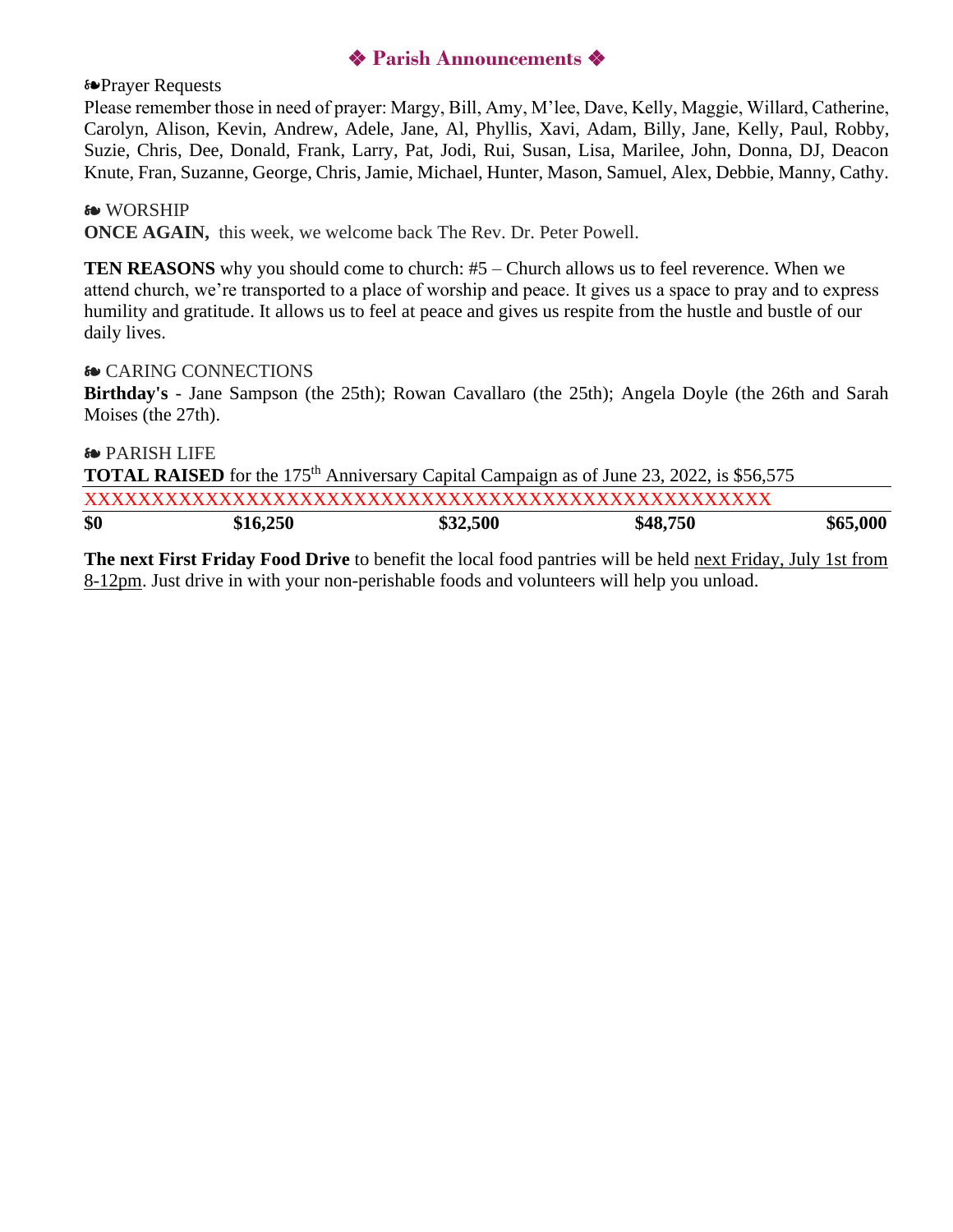## ❖ Parish Announcements ❖

❧Prayer Requests

Please remember those in need of prayer: Margy, Bill, Amy, M'lee, Dave, Kelly, Maggie, Willard, Catherine, Carolyn, Alison, Kevin, Andrew, Adele, Jane, Al, Phyllis, Xavi, Adam, Billy, Jane, Kelly, Paul, Robby, Suzie, Chris, Dee, Donald, Frank, Larry, Pat, Jodi, Rui, Susan, Lisa, Marilee, John, Donna, DJ, Deacon Knute, Fran, Suzanne, George, Chris, Jamie, Michael, Hunter, Mason, Samuel, Alex, Debbie, Manny, Cathy.

❧ WORSHIP

**ONCE AGAIN,** this week, we welcome back The Rev. Dr. Peter Powell.

**TEN REASONS** why you should come to church: #5 – Church allows us to feel reverence. When we attend church, we're transported to a place of worship and peace. It gives us a space to pray and to express humility and gratitude. It allows us to feel at peace and gives us respite from the hustle and bustle of our daily lives.

❧ CARING CONNECTIONS

**Birthday's** - Jane Sampson (the 25th); Rowan Cavallaro (the 25th); Angela Doyle (the 26th and Sarah Moises (the 27th).

❧ PARISH LIFE

**TOTAL RAISED** for the 175th Anniversary Capital Campaign as of June 23, 2022, is $56,575

XXXXXXXXXXXXXXXXXXXXXXXXXXXXXXXXXXXXXXXXXXXXXXXX

**$0** **$16,250** **$32,500** **$48,750** **$65,000**

**The next First Friday Food Drive** to benefit the local food pantries will be held next Friday, July 1st from 8-12pm. Just drive in with your non-perishable foods and volunteers will help you unload.